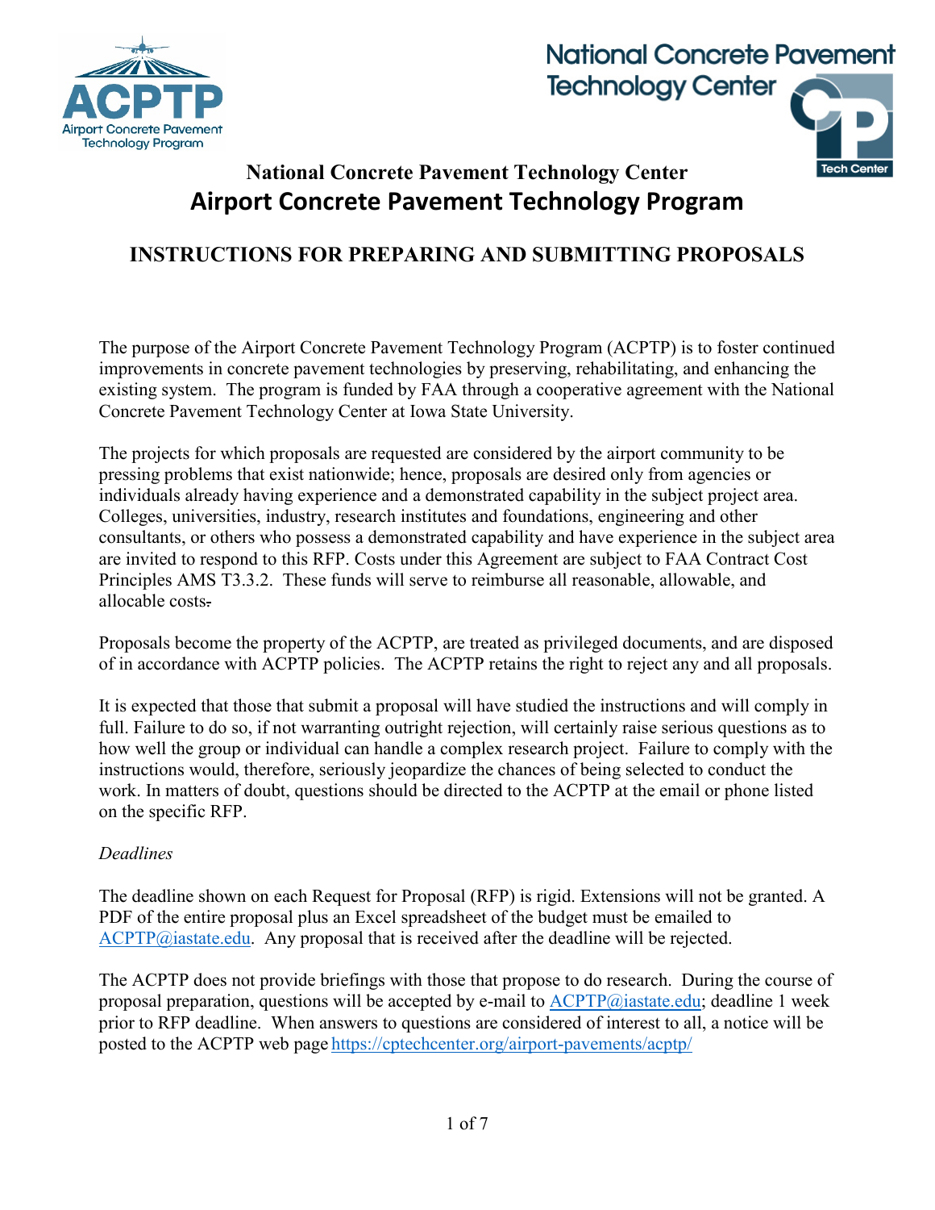# National Concrete Pavement Technology Center

# Airport Concrete Pavement Technology Program

## INSTRUCTIONS FOR PREPARING AND SUBMITTING PROPOSALS

The purpose of the Airport Concrete Pavement Technology Program (ACPTP) is to foster continued improvements in concrete pavement technologies by preserving, rehabilitating, and enhancing the existing system. The program is funded by FAA through a cooperative agreement with the National Concrete Pavement Technology Center at Iowa State University.

The projects for which proposals are requested are considered by the airport community to be pressing problems that exist nationwide; hence, proposals are desired only from agencies or individuals already having experience and a demonstrated capability in the subject project area. Colleges, universities, industry, research institutes and foundations, engineering and other consultants, or others who possess a demonstrated capability and have experience in the subject area are invited to respond to this RFP. Costs under this Agreement are subject to FAA Contract Cost Principles AMS T3.3.2. These funds will serve to reimburse all reasonable, allowable, and allocable costs.

Proposals become the property of the ACPTP, are treated as privileged documents, and are disposed of in accordance with ACPTP policies. The ACPTP retains the right to reject any and all proposals.

It is expected that those that submit a proposal will have studied the instructions and will comply in full. Failure to do so, if not warranting outright rejection, will certainly raise serious questions as to how well the group or individual can handle a complex research project. Failure to comply with the instructions would, therefore, seriously jeopardize the chances of being selected to conduct the work. In matters of doubt, questions should be directed to the ACPTP at the email or phone listed on the specific RFP.

*Deadlines*

The deadline shown on each Request for Proposal (RFP) is rigid. Extensions will not be granted. A PDF of the entire proposal plus an Excel spreadsheet of the budget must be emailed to ACPTP@iastate.edu. Any proposal that is received after the deadline will be rejected.

The ACPTP does not provide briefings with those that propose to do research. During the course of proposal preparation, questions will be accepted by e-mail to ACPTP@iastate.edu; deadline 1 week prior to RFP deadline. When answers to questions are considered of interest to all, a notice will be posted to the ACPTP web page https://cptechcenter.org/airport-pavements/acptp/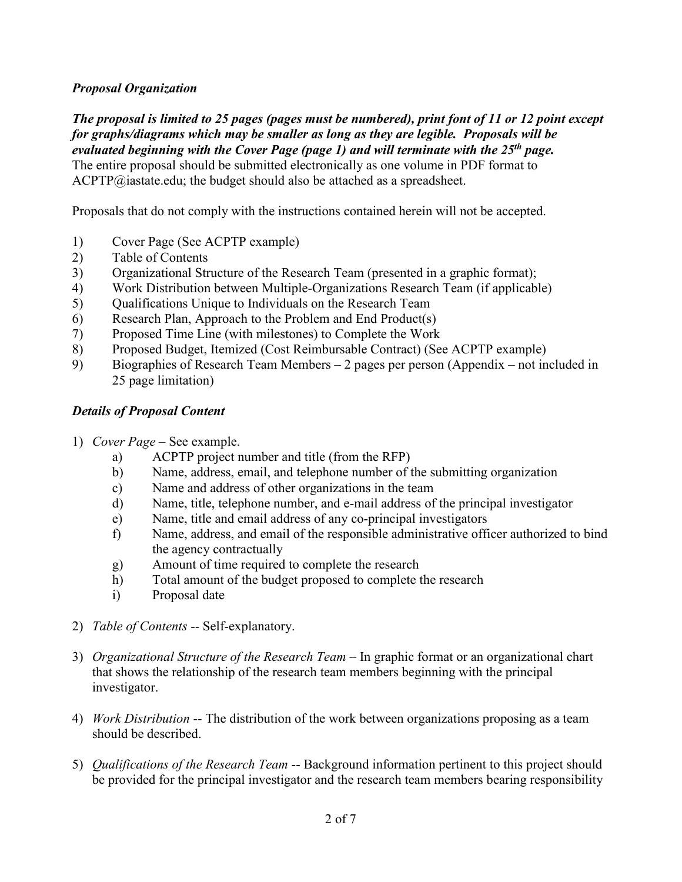***Proposal Organization***

***The proposal is limited to 25 pages (pages must be numbered), print font of 11 or 12 point except for graphs/diagrams which may be smaller as long as they are legible. Proposals will be evaluated beginning with the Cover Page (page 1) and will terminate with the 25th page.*** The entire proposal should be submitted electronically as one volume in PDF format to ACPTP@iastate.edu; the budget should also be attached as a spreadsheet.

Proposals that do not comply with the instructions contained herein will not be accepted.

1) Cover Page (See ACPTP example)
2) Table of Contents
3) Organizational Structure of the Research Team (presented in a graphic format);
4) Work Distribution between Multiple-Organizations Research Team (if applicable)
5) Qualifications Unique to Individuals on the Research Team
6) Research Plan, Approach to the Problem and End Product(s)
7) Proposed Time Line (with milestones) to Complete the Work
8) Proposed Budget, Itemized (Cost Reimbursable Contract) (See ACPTP example)
9) Biographies of Research Team Members – 2 pages per person (Appendix – not included in 25 page limitation)

***Details of Proposal Content***

1) *Cover Page* – See example.
   a) ACPTP project number and title (from the RFP)
   b) Name, address, email, and telephone number of the submitting organization
   c) Name and address of other organizations in the team
   d) Name, title, telephone number, and e-mail address of the principal investigator
   e) Name, title and email address of any co-principal investigators
   f) Name, address, and email of the responsible administrative officer authorized to bind the agency contractually
   g) Amount of time required to complete the research
   h) Total amount of the budget proposed to complete the research
   i) Proposal date

2) *Table of Contents* -- Self-explanatory.

3) *Organizational Structure of the Research Team* – In graphic format or an organizational chart that shows the relationship of the research team members beginning with the principal investigator.

4) *Work Distribution* -- The distribution of the work between organizations proposing as a team should be described.

5) *Qualifications of the Research Team* -- Background information pertinent to this project should be provided for the principal investigator and the research team members bearing responsibility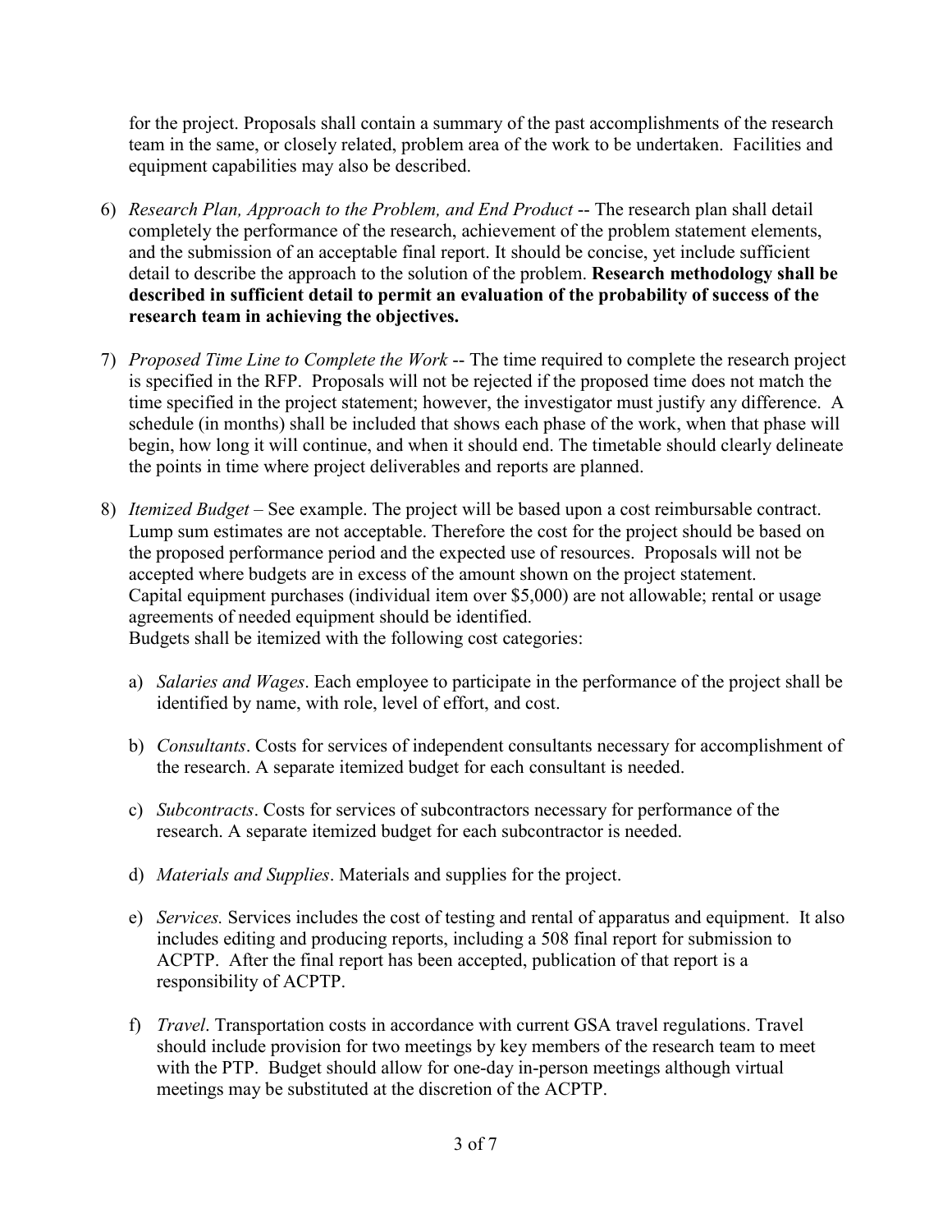for the project. Proposals shall contain a summary of the past accomplishments of the research team in the same, or closely related, problem area of the work to be undertaken. Facilities and equipment capabilities may also be described.

6) *Research Plan, Approach to the Problem, and End Product* -- The research plan shall detail completely the performance of the research, achievement of the problem statement elements, and the submission of an acceptable final report. It should be concise, yet include sufficient detail to describe the approach to the solution of the problem. **Research methodology shall be described in sufficient detail to permit an evaluation of the probability of success of the research team in achieving the objectives.**

7) *Proposed Time Line to Complete the Work* -- The time required to complete the research project is specified in the RFP. Proposals will not be rejected if the proposed time does not match the time specified in the project statement; however, the investigator must justify any difference. A schedule (in months) shall be included that shows each phase of the work, when that phase will begin, how long it will continue, and when it should end. The timetable should clearly delineate the points in time where project deliverables and reports are planned.

8) *Itemized Budget* – See example. The project will be based upon a cost reimbursable contract. Lump sum estimates are not acceptable. Therefore the cost for the project should be based on the proposed performance period and the expected use of resources. Proposals will not be accepted where budgets are in excess of the amount shown on the project statement. Capital equipment purchases (individual item over $5,000) are not allowable; rental or usage agreements of needed equipment should be identified.
Budgets shall be itemized with the following cost categories:

   a) *Salaries and Wages*. Each employee to participate in the performance of the project shall be identified by name, with role, level of effort, and cost.

   b) *Consultants*. Costs for services of independent consultants necessary for accomplishment of the research. A separate itemized budget for each consultant is needed.

   c) *Subcontracts*. Costs for services of subcontractors necessary for performance of the research. A separate itemized budget for each subcontractor is needed.

   d) *Materials and Supplies*. Materials and supplies for the project.

   e) *Services.* Services includes the cost of testing and rental of apparatus and equipment. It also includes editing and producing reports, including a 508 final report for submission to ACPTP. After the final report has been accepted, publication of that report is a responsibility of ACPTP.

   f) *Travel*. Transportation costs in accordance with current GSA travel regulations. Travel should include provision for two meetings by key members of the research team to meet with the PTP. Budget should allow for one-day in-person meetings although virtual meetings may be substituted at the discretion of the ACPTP.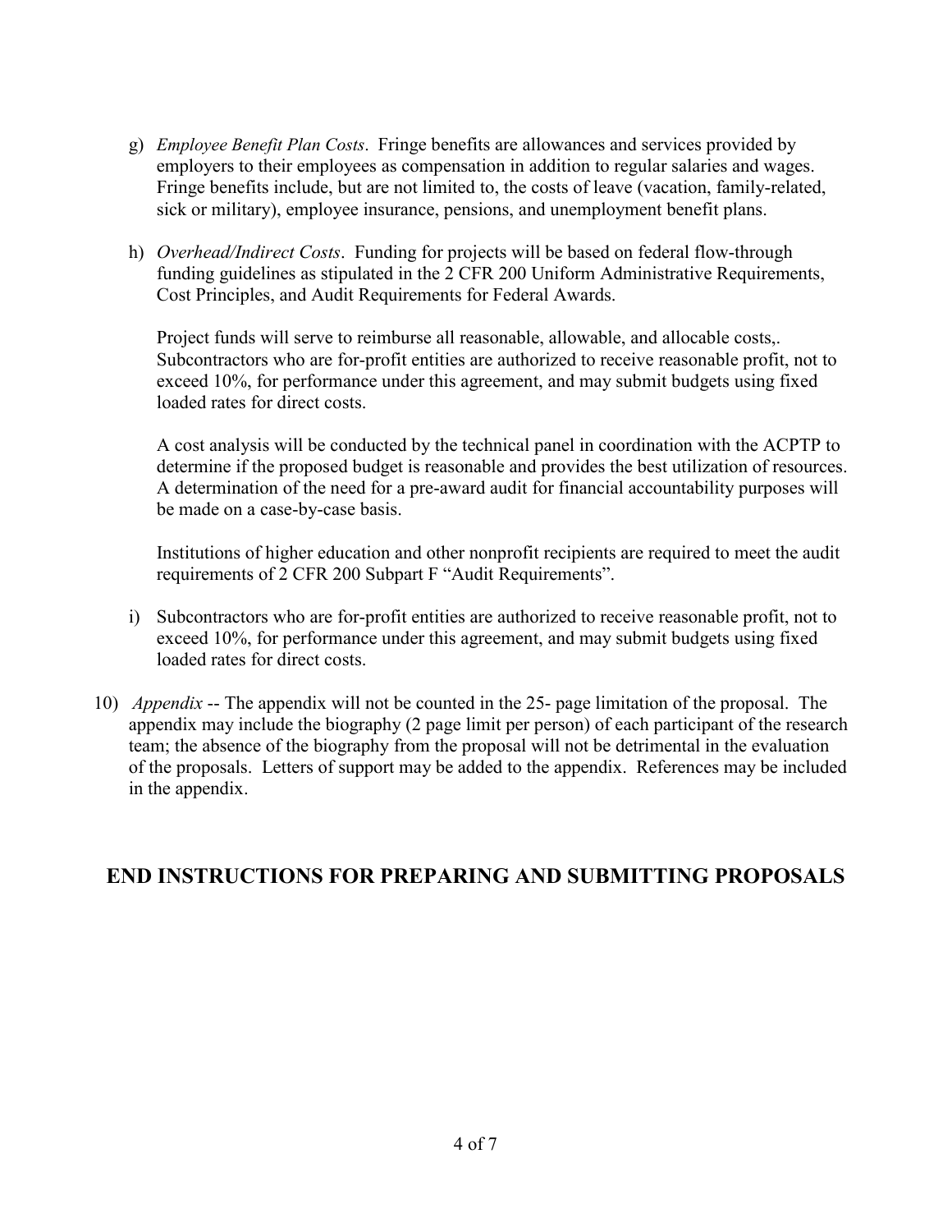g) *Employee Benefit Plan Costs*. Fringe benefits are allowances and services provided by employers to their employees as compensation in addition to regular salaries and wages. Fringe benefits include, but are not limited to, the costs of leave (vacation, family-related, sick or military), employee insurance, pensions, and unemployment benefit plans.

h) *Overhead/Indirect Costs*. Funding for projects will be based on federal flow-through funding guidelines as stipulated in the 2 CFR 200 Uniform Administrative Requirements, Cost Principles, and Audit Requirements for Federal Awards.

   Project funds will serve to reimburse all reasonable, allowable, and allocable costs,. Subcontractors who are for-profit entities are authorized to receive reasonable profit, not to exceed 10%, for performance under this agreement, and may submit budgets using fixed loaded rates for direct costs.

   A cost analysis will be conducted by the technical panel in coordination with the ACPTP to determine if the proposed budget is reasonable and provides the best utilization of resources. A determination of the need for a pre-award audit for financial accountability purposes will be made on a case-by-case basis.

   Institutions of higher education and other nonprofit recipients are required to meet the audit requirements of 2 CFR 200 Subpart F "Audit Requirements".

i) Subcontractors who are for-profit entities are authorized to receive reasonable profit, not to exceed 10%, for performance under this agreement, and may submit budgets using fixed loaded rates for direct costs.

10) *Appendix* -- The appendix will not be counted in the 25- page limitation of the proposal. The appendix may include the biography (2 page limit per person) of each participant of the research team; the absence of the biography from the proposal will not be detrimental in the evaluation of the proposals. Letters of support may be added to the appendix. References may be included in the appendix.

## END INSTRUCTIONS FOR PREPARING AND SUBMITTING PROPOSALS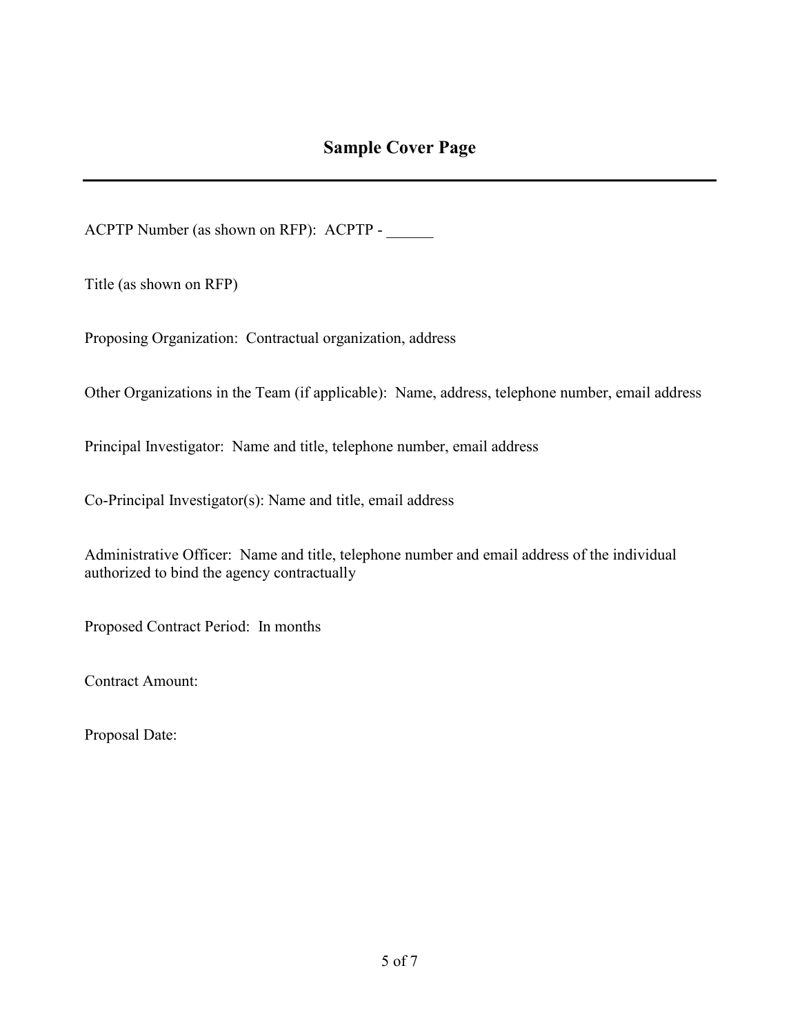## Sample Cover Page

---

ACPTP Number (as shown on RFP): ACPTP - ______

Title (as shown on RFP)

Proposing Organization: Contractual organization, address

Other Organizations in the Team (if applicable): Name, address, telephone number, email address

Principal Investigator: Name and title, telephone number, email address

Co-Principal Investigator(s): Name and title, email address

Administrative Officer: Name and title, telephone number and email address of the individual authorized to bind the agency contractually

Proposed Contract Period: In months

Contract Amount:

Proposal Date: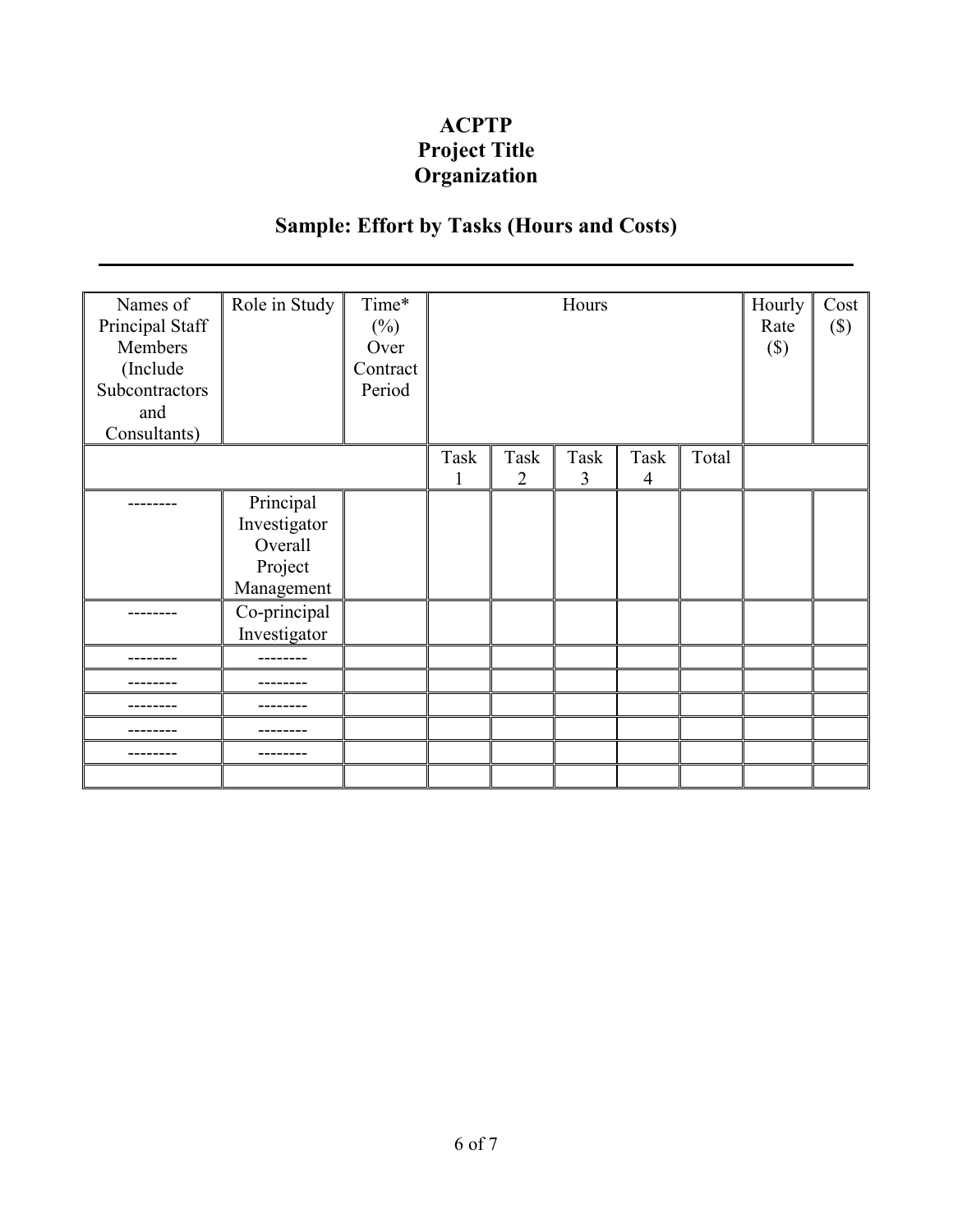**ACPTP**
**Project Title**
**Organization**

## Sample: Effort by Tasks (Hours and Costs)

---

| Names of Principal Staff Members (Include Subcontractors and Consultants) | Role in Study | Time* (%) Over Contract Period | Hours | | | | | Hourly Rate ($) | Cost ($) |
|---|---|---|---|---|---|---|---|---|---|
| | | | Task 1 | Task 2 | Task 3 | Task 4 | Total | | |
| -------- | Principal Investigator Overall Project Management | | | | | | | | |
| -------- | Co-principal Investigator | | | | | | | | |
| -------- | -------- | | | | | | | | |
| -------- | -------- | | | | | | | | |
| -------- | -------- | | | | | | | | |
| -------- | -------- | | | | | | | | |
| -------- | -------- | | | | | | | | |
| | | | | | | | | | |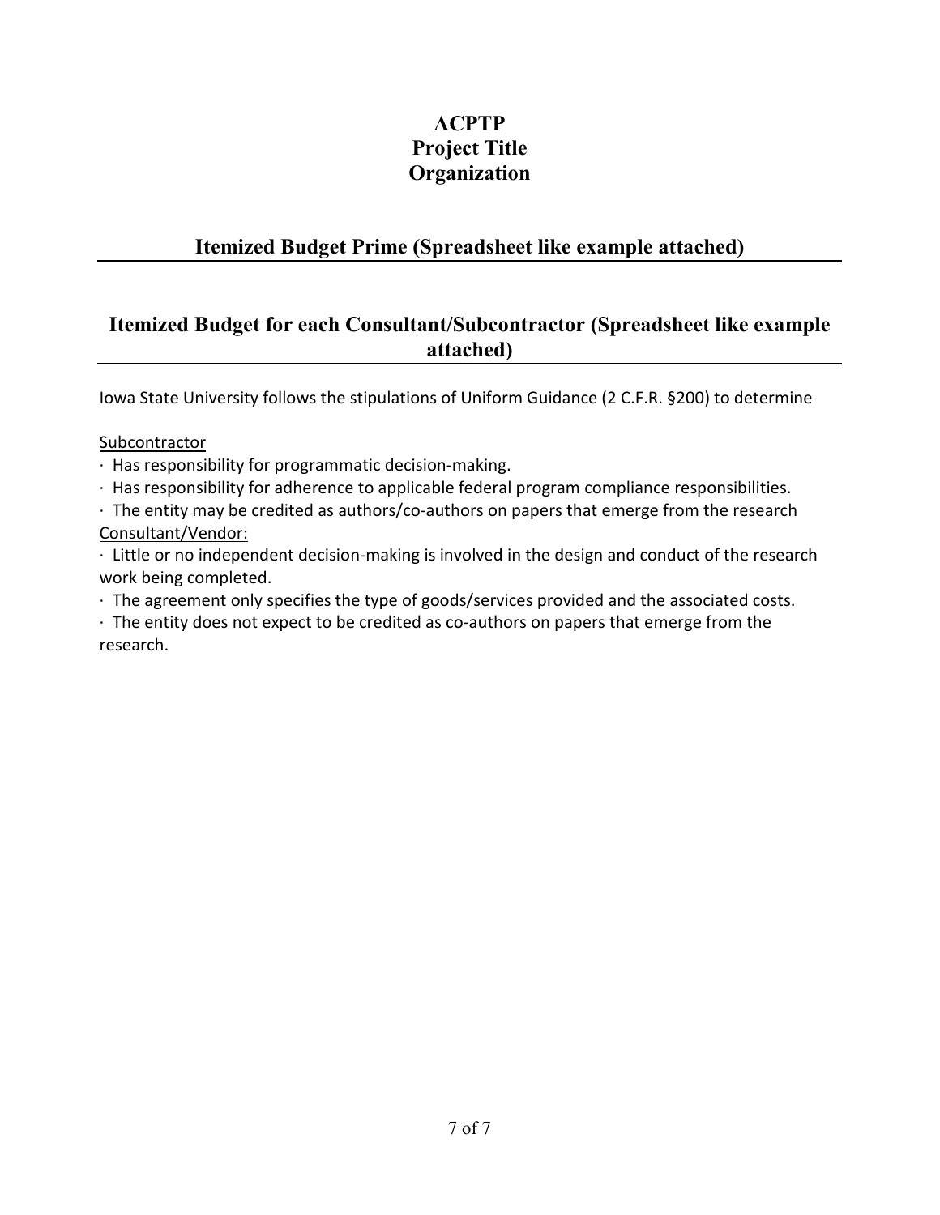# ACPTP
# Project Title
# Organization

## Itemized Budget Prime (Spreadsheet like example attached)

## Itemized Budget for each Consultant/Subcontractor (Spreadsheet like example attached)

Iowa State University follows the stipulations of Uniform Guidance (2 C.F.R. §200) to determine

Subcontractor

· Has responsibility for programmatic decision-making.

· Has responsibility for adherence to applicable federal program compliance responsibilities.

· The entity may be credited as authors/co-authors on papers that emerge from the research

Consultant/Vendor:

· Little or no independent decision-making is involved in the design and conduct of the research work being completed.

· The agreement only specifies the type of goods/services provided and the associated costs.

· The entity does not expect to be credited as co-authors on papers that emerge from the research.